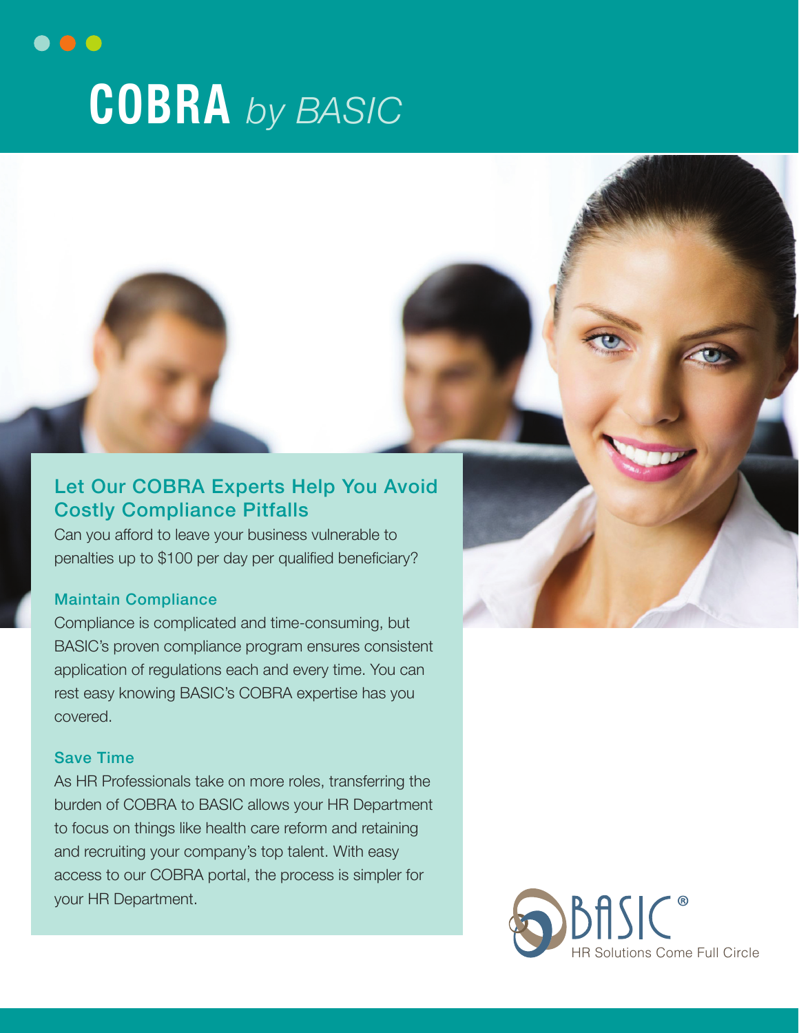# COBRA *by BASIC*

## Let Our COBRA Experts Help You Avoid Costly Compliance Pitfalls

Can you afford to leave your business vulnerable to penalties up to $100 per day per qualified beneficiary?

### Maintain Compliance

Compliance is complicated and time-consuming, but BASIC's proven compliance program ensures consistent application of regulations each and every time. You can rest easy knowing BASIC's COBRA expertise has you covered.

### Save Time

As HR Professionals take on more roles, transferring the burden of COBRA to BASIC allows your HR Department to focus on things like health care reform and retaining and recruiting your company's top talent. With easy access to our COBRA portal, the process is simpler for your HR Department.

BASIC®
HR Solutions Come Full Circle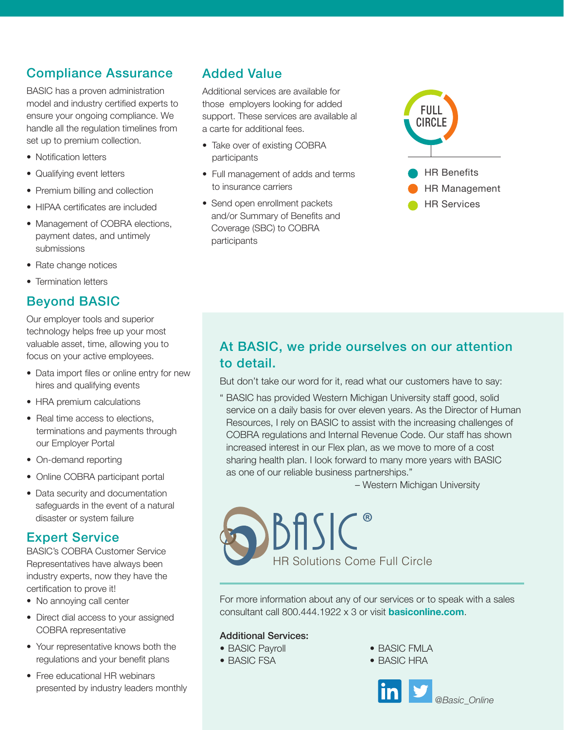## Compliance Assurance

BASIC has a proven administration model and industry certified experts to ensure your ongoing compliance. We handle all the regulation timelines from set up to premium collection.

- Notification letters
- Qualifying event letters
- Premium billing and collection
- HIPAA certificates are included
- Management of COBRA elections, payment dates, and untimely submissions
- Rate change notices
- Termination letters

## Beyond BASIC

Our employer tools and superior technology helps free up your most valuable asset, time, allowing you to focus on your active employees.

- Data import files or online entry for new hires and qualifying events
- HRA premium calculations
- Real time access to elections, terminations and payments through our Employer Portal
- On-demand reporting
- Online COBRA participant portal
- Data security and documentation safeguards in the event of a natural disaster or system failure

## Expert Service

BASIC's COBRA Customer Service Representatives have always been industry experts, now they have the certification to prove it!

- No annoying call center
- Direct dial access to your assigned COBRA representative
- Your representative knows both the regulations and your benefit plans
- Free educational HR webinars presented by industry leaders monthly

## Added Value

Additional services are available for those employers looking for added support. These services are available al a carte for additional fees.

- Take over of existing COBRA participants
- Full management of adds and terms to insurance carriers
- Send open enrollment packets and/or Summary of Benefits and Coverage (SBC) to COBRA participants

FULL CIRCLE

- HR Benefits
- HR Management
- HR Services

## At BASIC, we pride ourselves on our attention to detail.

But don't take our word for it, read what our customers have to say:

" BASIC has provided Western Michigan University staff good, solid service on a daily basis for over eleven years. As the Director of Human Resources, I rely on BASIC to assist with the increasing challenges of COBRA regulations and Internal Revenue Code. Our staff has shown increased interest in our Flex plan, as we move to more of a cost sharing health plan. I look forward to many more years with BASIC as one of our reliable business partnerships."

– Western Michigan University

BASIC®
HR Solutions Come Full Circle

For more information about any of our services or to speak with a sales consultant call 800.444.1922 x 3 or visit **basiconline.com**.

**Additional Services:**

- BASIC Payroll
- BASIC FSA
- BASIC FMLA
- BASIC HRA

*@Basic_Online*